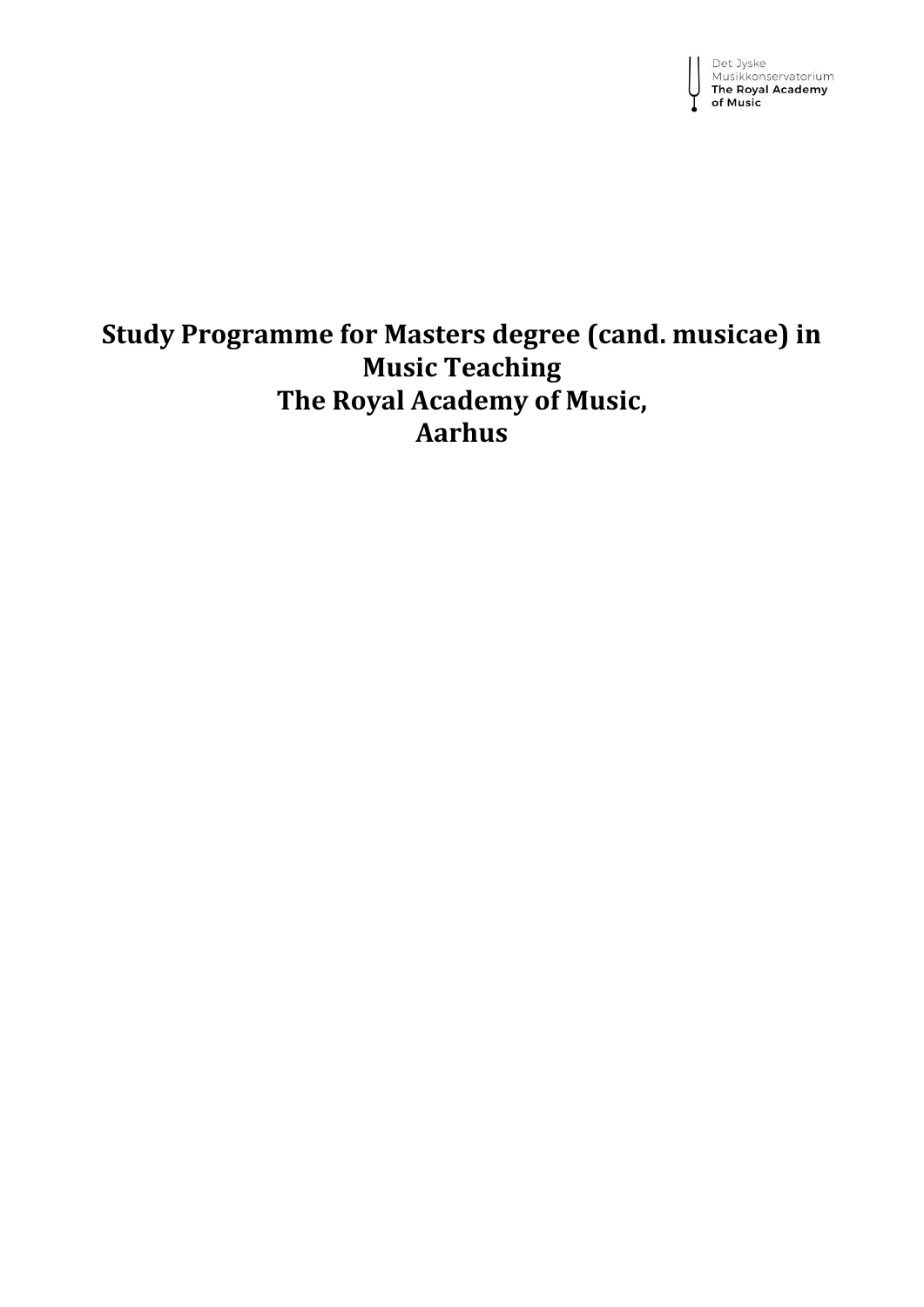Det Jyske Musikkonservatorium
**The Royal Academy of Music**

# Study Programme for Masters degree (cand. musicae) in Music Teaching
# The Royal Academy of Music, Aarhus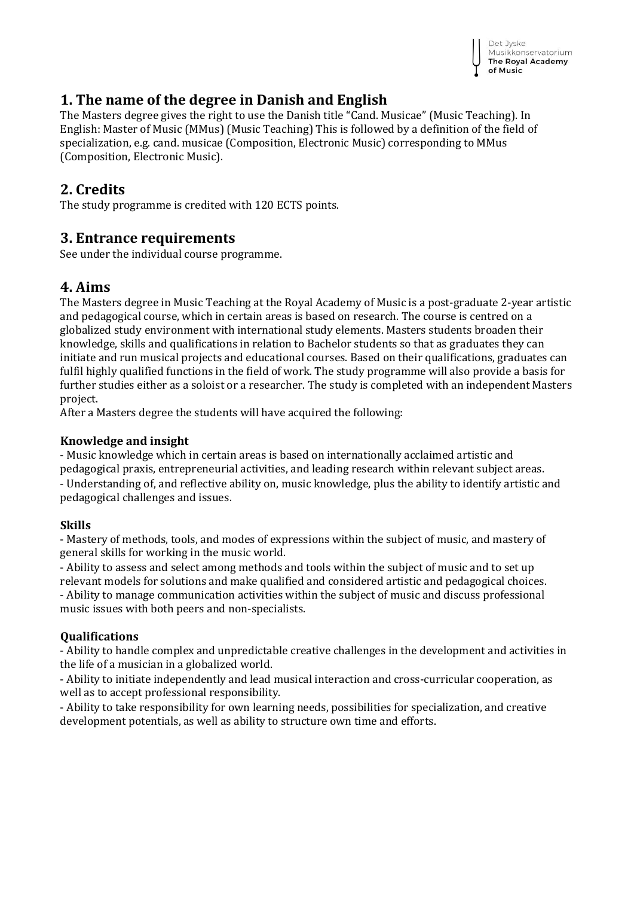## 1. The name of the degree in Danish and English

The Masters degree gives the right to use the Danish title "Cand. Musicae" (Music Teaching). In English: Master of Music (MMus) (Music Teaching) This is followed by a definition of the field of specialization, e.g. cand. musicae (Composition, Electronic Music) corresponding to MMus (Composition, Electronic Music).

## 2. Credits

The study programme is credited with 120 ECTS points.

## 3. Entrance requirements

See under the individual course programme.

## 4. Aims

The Masters degree in Music Teaching at the Royal Academy of Music is a post-graduate 2-year artistic and pedagogical course, which in certain areas is based on research. The course is centred on a globalized study environment with international study elements. Masters students broaden their knowledge, skills and qualifications in relation to Bachelor students so that as graduates they can initiate and run musical projects and educational courses. Based on their qualifications, graduates can fulfil highly qualified functions in the field of work. The study programme will also provide a basis for further studies either as a soloist or a researcher. The study is completed with an independent Masters project.

After a Masters degree the students will have acquired the following:

### Knowledge and insight

- Music knowledge which in certain areas is based on internationally acclaimed artistic and pedagogical praxis, entrepreneurial activities, and leading research within relevant subject areas.
- Understanding of, and reflective ability on, music knowledge, plus the ability to identify artistic and pedagogical challenges and issues.

### Skills

- Mastery of methods, tools, and modes of expressions within the subject of music, and mastery of general skills for working in the music world.
- Ability to assess and select among methods and tools within the subject of music and to set up relevant models for solutions and make qualified and considered artistic and pedagogical choices.
- Ability to manage communication activities within the subject of music and discuss professional music issues with both peers and non-specialists.

### Qualifications

- Ability to handle complex and unpredictable creative challenges in the development and activities in the life of a musician in a globalized world.
- Ability to initiate independently and lead musical interaction and cross-curricular cooperation, as well as to accept professional responsibility.
- Ability to take responsibility for own learning needs, possibilities for specialization, and creative development potentials, as well as ability to structure own time and efforts.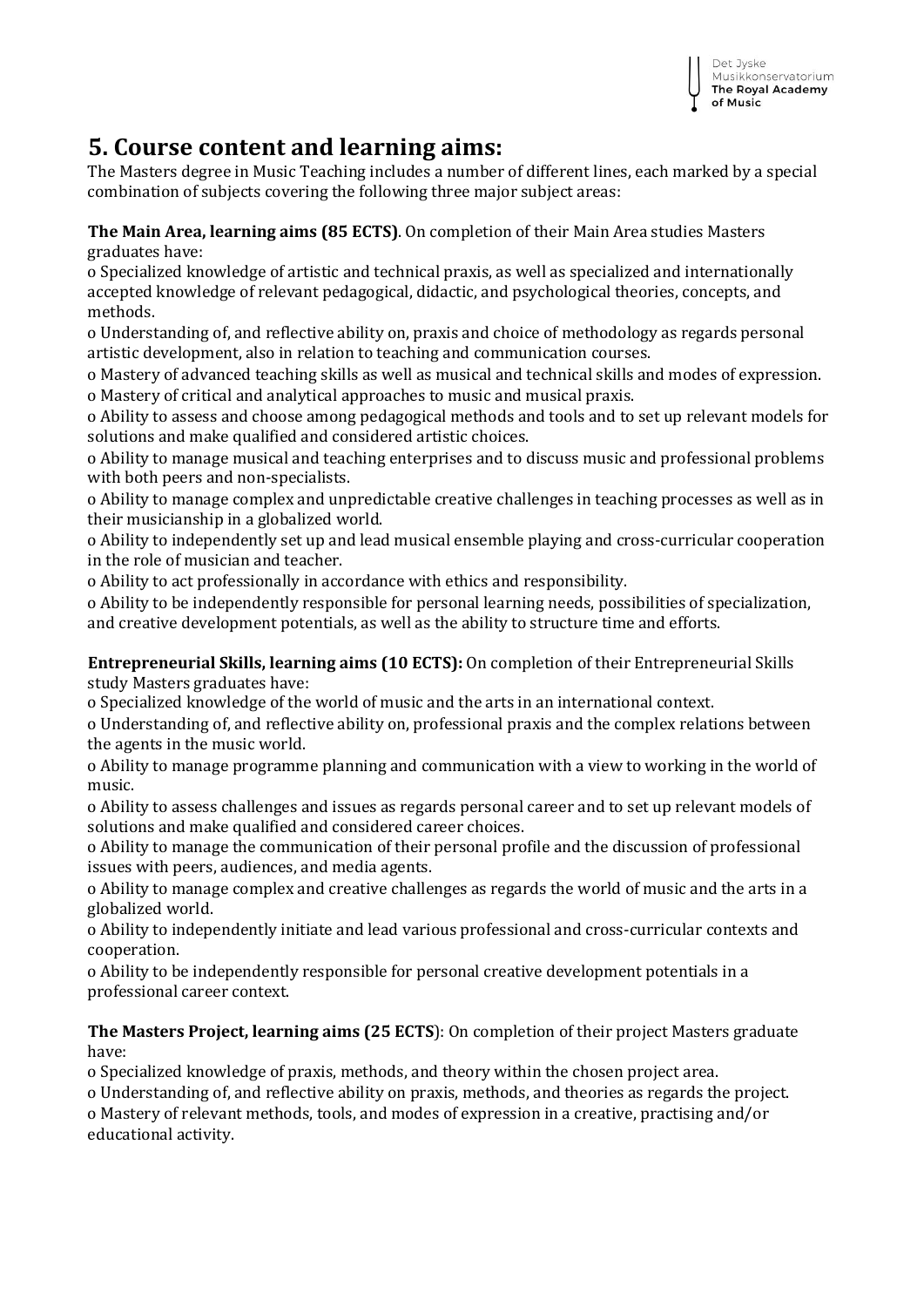# 5. Course content and learning aims:

The Masters degree in Music Teaching includes a number of different lines, each marked by a special combination of subjects covering the following three major subject areas:

**The Main Area, learning aims (85 ECTS)**. On completion of their Main Area studies Masters graduates have:

o Specialized knowledge of artistic and technical praxis, as well as specialized and internationally accepted knowledge of relevant pedagogical, didactic, and psychological theories, concepts, and methods.
o Understanding of, and reflective ability on, praxis and choice of methodology as regards personal artistic development, also in relation to teaching and communication courses.
o Mastery of advanced teaching skills as well as musical and technical skills and modes of expression.
o Mastery of critical and analytical approaches to music and musical praxis.
o Ability to assess and choose among pedagogical methods and tools and to set up relevant models for solutions and make qualified and considered artistic choices.
o Ability to manage musical and teaching enterprises and to discuss music and professional problems with both peers and non-specialists.
o Ability to manage complex and unpredictable creative challenges in teaching processes as well as in their musicianship in a globalized world.
o Ability to independently set up and lead musical ensemble playing and cross-curricular cooperation in the role of musician and teacher.
o Ability to act professionally in accordance with ethics and responsibility.
o Ability to be independently responsible for personal learning needs, possibilities of specialization, and creative development potentials, as well as the ability to structure time and efforts.

**Entrepreneurial Skills, learning aims (10 ECTS):** On completion of their Entrepreneurial Skills study Masters graduates have:

o Specialized knowledge of the world of music and the arts in an international context.
o Understanding of, and reflective ability on, professional praxis and the complex relations between the agents in the music world.
o Ability to manage programme planning and communication with a view to working in the world of music.
o Ability to assess challenges and issues as regards personal career and to set up relevant models of solutions and make qualified and considered career choices.
o Ability to manage the communication of their personal profile and the discussion of professional issues with peers, audiences, and media agents.
o Ability to manage complex and creative challenges as regards the world of music and the arts in a globalized world.
o Ability to independently initiate and lead various professional and cross-curricular contexts and cooperation.
o Ability to be independently responsible for personal creative development potentials in a professional career context.

**The Masters Project, learning aims (25 ECTS**): On completion of their project Masters graduate have:

o Specialized knowledge of praxis, methods, and theory within the chosen project area.
o Understanding of, and reflective ability on praxis, methods, and theories as regards the project.
o Mastery of relevant methods, tools, and modes of expression in a creative, practising and/or educational activity.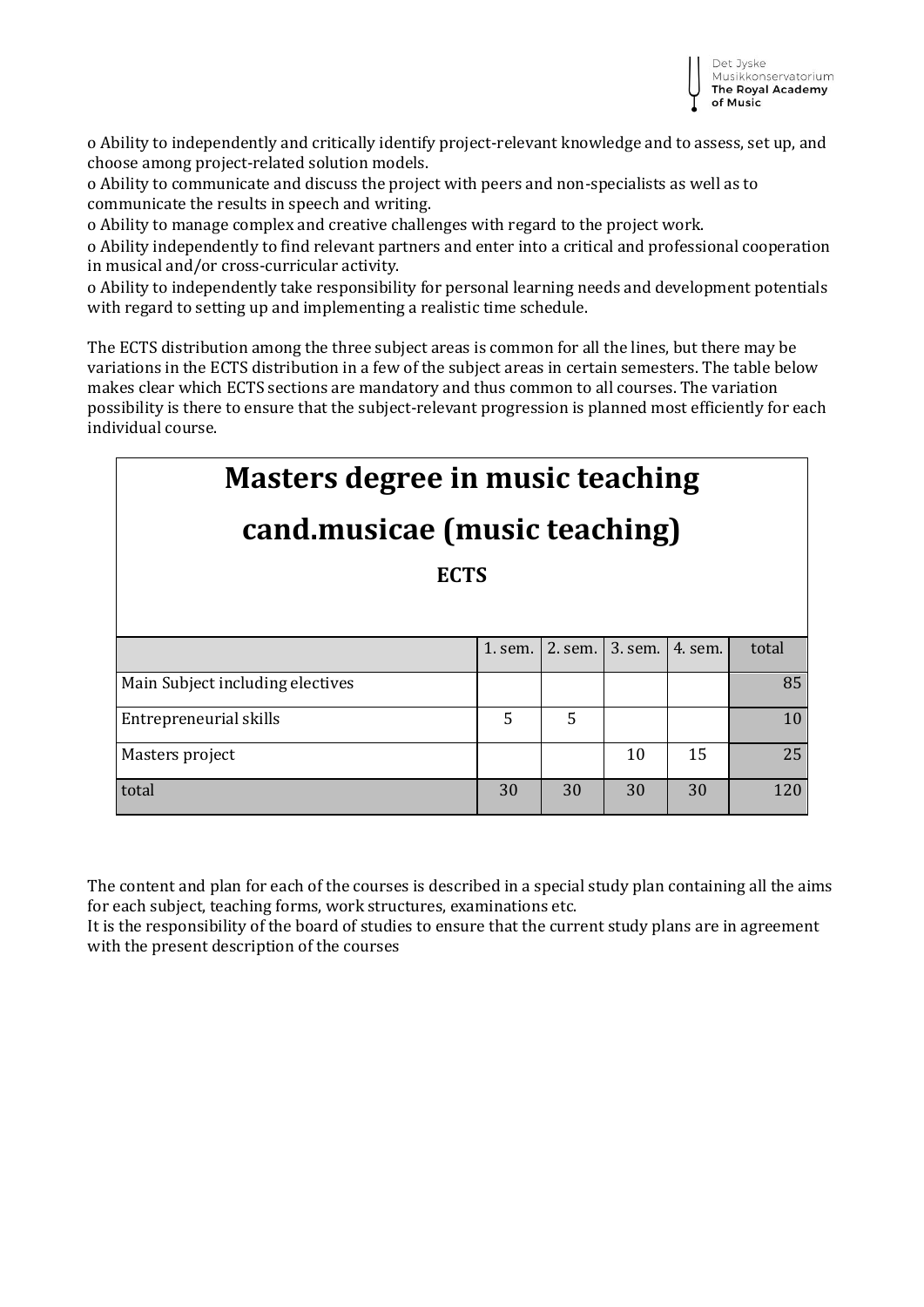o Ability to independently and critically identify project-relevant knowledge and to assess, set up, and choose among project-related solution models.
o Ability to communicate and discuss the project with peers and non-specialists as well as to communicate the results in speech and writing.
o Ability to manage complex and creative challenges with regard to the project work.
o Ability independently to find relevant partners and enter into a critical and professional cooperation in musical and/or cross-curricular activity.
o Ability to independently take responsibility for personal learning needs and development potentials with regard to setting up and implementing a realistic time schedule.

The ECTS distribution among the three subject areas is common for all the lines, but there may be variations in the ECTS distribution in a few of the subject areas in certain semesters. The table below makes clear which ECTS sections are mandatory and thus common to all courses. The variation possibility is there to ensure that the subject-relevant progression is planned most efficiently for each individual course.

**Masters degree in music teaching**

**cand.musicae (music teaching)**

**ECTS**

| | 1. sem. | 2. sem. | 3. sem. | 4. sem. | total |
|---|---|---|---|---|---|
| Main Subject including electives | | | | | 85 |
| Entrepreneurial skills | 5 | 5 | | | 10 |
| Masters project | | | 10 | 15 | 25 |
| total | 30 | 30 | 30 | 30 | 120 |

The content and plan for each of the courses is described in a special study plan containing all the aims for each subject, teaching forms, work structures, examinations etc.
It is the responsibility of the board of studies to ensure that the current study plans are in agreement with the present description of the courses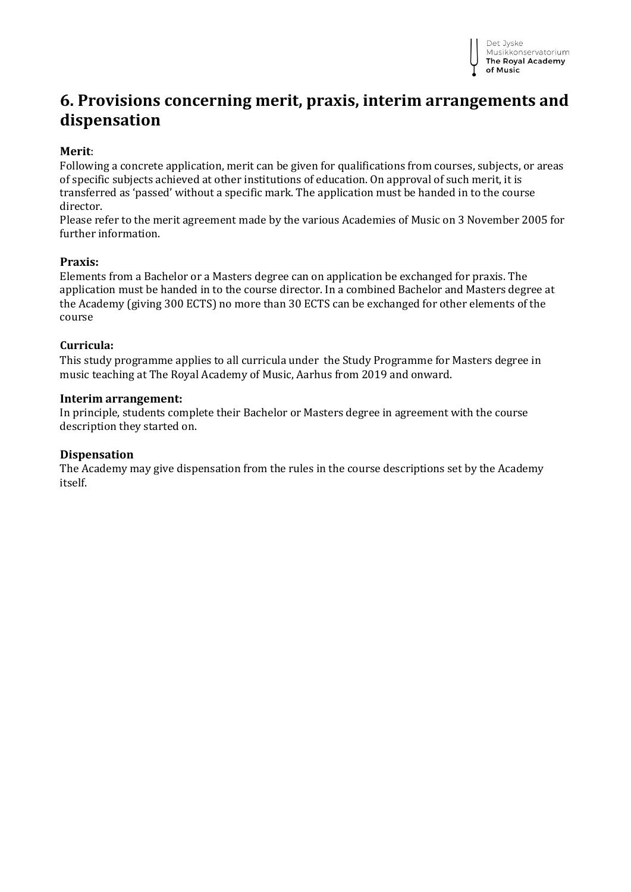# 6. Provisions concerning merit, praxis, interim arrangements and dispensation

**Merit**:
Following a concrete application, merit can be given for qualifications from courses, subjects, or areas of specific subjects achieved at other institutions of education. On approval of such merit, it is transferred as 'passed' without a specific mark. The application must be handed in to the course director.
Please refer to the merit agreement made by the various Academies of Music on 3 November 2005 for further information.

**Praxis:**
Elements from a Bachelor or a Masters degree can on application be exchanged for praxis. The application must be handed in to the course director. In a combined Bachelor and Masters degree at the Academy (giving 300 ECTS) no more than 30 ECTS can be exchanged for other elements of the course

**Curricula:**
This study programme applies to all curricula under the Study Programme for Masters degree in music teaching at The Royal Academy of Music, Aarhus from 2019 and onward.

**Interim arrangement:**
In principle, students complete their Bachelor or Masters degree in agreement with the course description they started on.

**Dispensation**
The Academy may give dispensation from the rules in the course descriptions set by the Academy itself.